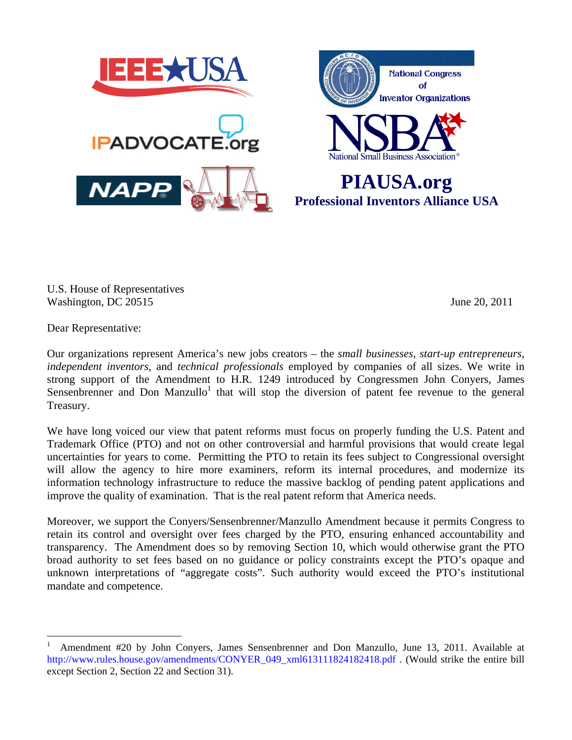IEEE★USA

IPADVOCATE.org

NAPP

National Congress of Inventor Organizations

NSBA National Small Business Association

**PIAUSA.org**
**Professional Inventors Alliance USA**

U.S. House of Representatives
Washington, DC 20515

June 20, 2011

Dear Representative:

Our organizations represent America's new jobs creators – the *small businesses*, *start-up entrepreneurs*, *independent inventors*, and *technical professionals* employed by companies of all sizes. We write in strong support of the Amendment to H.R. 1249 introduced by Congressmen John Conyers, James Sensenbrenner and Don Manzullo[1] that will stop the diversion of patent fee revenue to the general Treasury.

We have long voiced our view that patent reforms must focus on properly funding the U.S. Patent and Trademark Office (PTO) and not on other controversial and harmful provisions that would create legal uncertainties for years to come. Permitting the PTO to retain its fees subject to Congressional oversight will allow the agency to hire more examiners, reform its internal procedures, and modernize its information technology infrastructure to reduce the massive backlog of pending patent applications and improve the quality of examination. That is the real patent reform that America needs.

Moreover, we support the Conyers/Sensenbrenner/Manzullo Amendment because it permits Congress to retain its control and oversight over fees charged by the PTO, ensuring enhanced accountability and transparency. The Amendment does so by removing Section 10, which would otherwise grant the PTO broad authority to set fees based on no guidance or policy constraints except the PTO's opaque and unknown interpretations of "aggregate costs". Such authority would exceed the PTO's institutional mandate and competence.

---

[1] Amendment #20 by John Conyers, James Sensenbrenner and Don Manzullo, June 13, 2011. Available at http://www.rules.house.gov/amendments/CONYER_049_xml613111824182418.pdf . (Would strike the entire bill except Section 2, Section 22 and Section 31).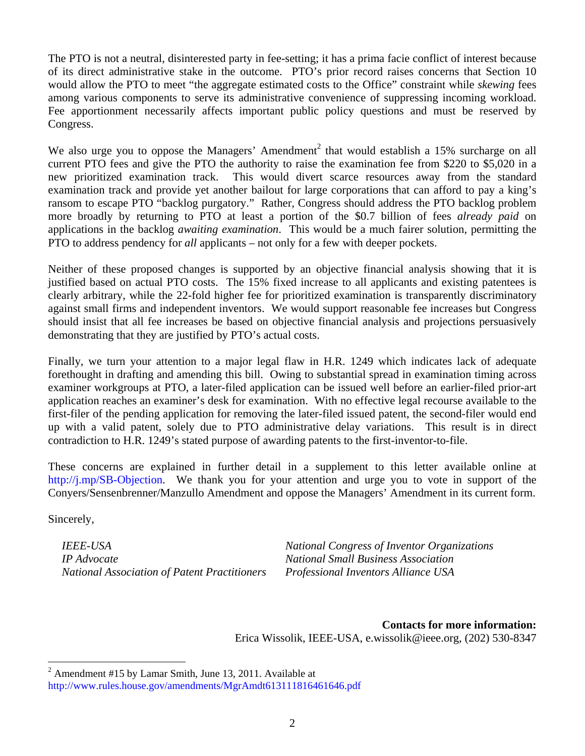The PTO is not a neutral, disinterested party in fee-setting; it has a prima facie conflict of interest because of its direct administrative stake in the outcome. PTO's prior record raises concerns that Section 10 would allow the PTO to meet "the aggregate estimated costs to the Office" constraint while *skewing* fees among various components to serve its administrative convenience of suppressing incoming workload. Fee apportionment necessarily affects important public policy questions and must be reserved by Congress.

We also urge you to oppose the Managers' Amendment[2] that would establish a 15% surcharge on all current PTO fees and give the PTO the authority to raise the examination fee from $220 to $5,020 in a new prioritized examination track. This would divert scarce resources away from the standard examination track and provide yet another bailout for large corporations that can afford to pay a king's ransom to escape PTO "backlog purgatory." Rather, Congress should address the PTO backlog problem more broadly by returning to PTO at least a portion of the $0.7 billion of fees *already paid* on applications in the backlog *awaiting examination*. This would be a much fairer solution, permitting the PTO to address pendency for *all* applicants – not only for a few with deeper pockets.

Neither of these proposed changes is supported by an objective financial analysis showing that it is justified based on actual PTO costs. The 15% fixed increase to all applicants and existing patentees is clearly arbitrary, while the 22-fold higher fee for prioritized examination is transparently discriminatory against small firms and independent inventors. We would support reasonable fee increases but Congress should insist that all fee increases be based on objective financial analysis and projections persuasively demonstrating that they are justified by PTO's actual costs.

Finally, we turn your attention to a major legal flaw in H.R. 1249 which indicates lack of adequate forethought in drafting and amending this bill. Owing to substantial spread in examination timing across examiner workgroups at PTO, a later-filed application can be issued well before an earlier-filed prior-art application reaches an examiner's desk for examination. With no effective legal recourse available to the first-filer of the pending application for removing the later-filed issued patent, the second-filer would end up with a valid patent, solely due to PTO administrative delay variations. This result is in direct contradiction to H.R. 1249's stated purpose of awarding patents to the first-inventor-to-file.

These concerns are explained in further detail in a supplement to this letter available online at http://j.mp/SB-Objection. We thank you for your attention and urge you to vote in support of the Conyers/Sensenbrenner/Manzullo Amendment and oppose the Managers' Amendment in its current form.

Sincerely,

*IEEE-USA*
*IP Advocate*
*National Association of Patent Practitioners*
*National Congress of Inventor Organizations*
*National Small Business Association*
*Professional Inventors Alliance USA*

**Contacts for more information:**
Erica Wissolik, IEEE-USA, e.wissolik@ieee.org, (202) 530-8347

---

[2] Amendment #15 by Lamar Smith, June 13, 2011. Available at http://www.rules.house.gov/amendments/MgrAmdt613111816461646.pdf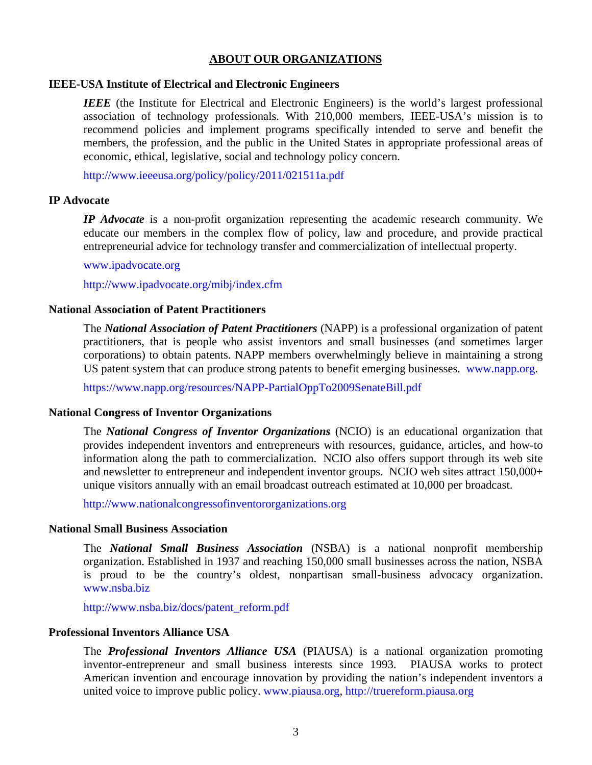## ABOUT OUR ORGANIZATIONS

### IEEE-USA Institute of Electrical and Electronic Engineers

***IEEE*** (the Institute for Electrical and Electronic Engineers) is the world's largest professional association of technology professionals. With 210,000 members, IEEE-USA's mission is to recommend policies and implement programs specifically intended to serve and benefit the members, the profession, and the public in the United States in appropriate professional areas of economic, ethical, legislative, social and technology policy concern.

http://www.ieeeusa.org/policy/policy/2011/021511a.pdf

### IP Advocate

***IP Advocate*** is a non-profit organization representing the academic research community. We educate our members in the complex flow of policy, law and procedure, and provide practical entrepreneurial advice for technology transfer and commercialization of intellectual property.

www.ipadvocate.org

http://www.ipadvocate.org/mibj/index.cfm

### National Association of Patent Practitioners

The ***National Association of Patent Practitioners*** (NAPP) is a professional organization of patent practitioners, that is people who assist inventors and small businesses (and sometimes larger corporations) to obtain patents. NAPP members overwhelmingly believe in maintaining a strong US patent system that can produce strong patents to benefit emerging businesses. www.napp.org.

https://www.napp.org/resources/NAPP-PartialOppTo2009SenateBill.pdf

### National Congress of Inventor Organizations

The ***National Congress of Inventor Organizations*** (NCIO) is an educational organization that provides independent inventors and entrepreneurs with resources, guidance, articles, and how-to information along the path to commercialization. NCIO also offers support through its web site and newsletter to entrepreneur and independent inventor groups. NCIO web sites attract 150,000+ unique visitors annually with an email broadcast outreach estimated at 10,000 per broadcast.

http://www.nationalcongressofinventororganizations.org

### National Small Business Association

The ***National Small Business Association*** (NSBA) is a national nonprofit membership organization. Established in 1937 and reaching 150,000 small businesses across the nation, NSBA is proud to be the country's oldest, nonpartisan small-business advocacy organization. www.nsba.biz

http://www.nsba.biz/docs/patent_reform.pdf

### Professional Inventors Alliance USA

The ***Professional Inventors Alliance USA*** (PIAUSA) is a national organization promoting inventor-entrepreneur and small business interests since 1993. PIAUSA works to protect American invention and encourage innovation by providing the nation's independent inventors a united voice to improve public policy. www.piausa.org, http://truereform.piausa.org